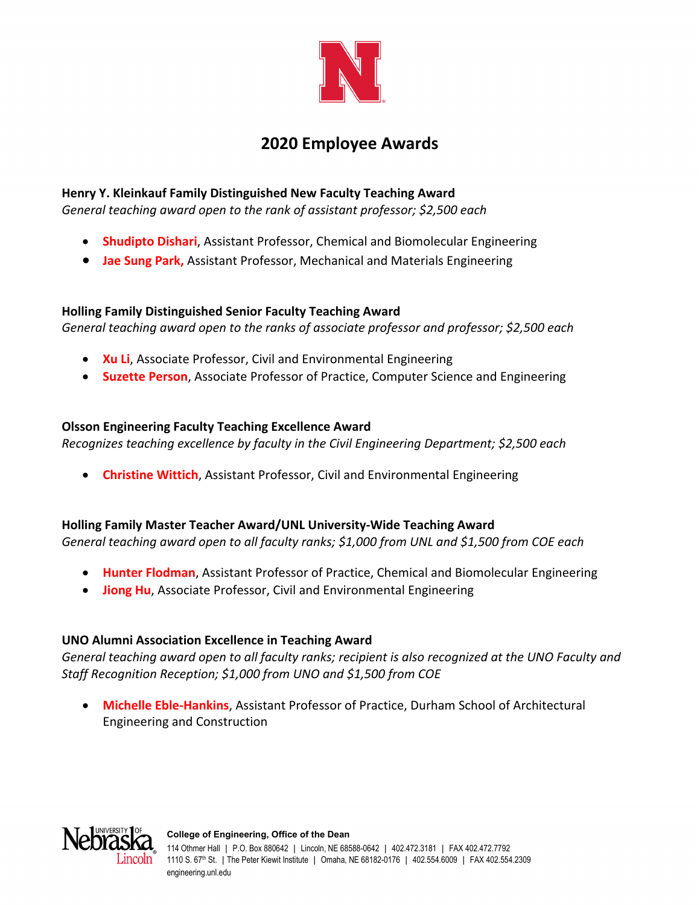# 2020 Employee Awards

**Henry Y. Kleinkauf Family Distinguished New Faculty Teaching Award**
*General teaching award open to the rank of assistant professor; $2,500 each*

- **Shudipto Dishari**, Assistant Professor, Chemical and Biomolecular Engineering
- **Jae Sung Park,** Assistant Professor, Mechanical and Materials Engineering

**Holling Family Distinguished Senior Faculty Teaching Award**
*General teaching award open to the ranks of associate professor and professor; $2,500 each*

- **Xu Li**, Associate Professor, Civil and Environmental Engineering
- **Suzette Person**, Associate Professor of Practice, Computer Science and Engineering

**Olsson Engineering Faculty Teaching Excellence Award**
*Recognizes teaching excellence by faculty in the Civil Engineering Department; $2,500 each*

- **Christine Wittich**, Assistant Professor, Civil and Environmental Engineering

**Holling Family Master Teacher Award/UNL University-Wide Teaching Award**
*General teaching award open to all faculty ranks; $1,000 from UNL and $1,500 from COE each*

- **Hunter Flodman**, Assistant Professor of Practice, Chemical and Biomolecular Engineering
- **Jiong Hu**, Associate Professor, Civil and Environmental Engineering

**UNO Alumni Association Excellence in Teaching Award**
*General teaching award open to all faculty ranks; recipient is also recognized at the UNO Faculty and Staff Recognition Reception; $1,000 from UNO and $1,500 from COE*

- **Michelle Eble-Hankins**, Assistant Professor of Practice, Durham School of Architectural Engineering and Construction

**College of Engineering, Office of the Dean**
114 Othmer Hall | P.O. Box 880642 | Lincoln, NE 68588-0642 | 402.472.3181 | FAX 402.472.7792
1110 S. 67th St. | The Peter Kiewit Institute | Omaha, NE 68182-0176 | 402.554.6009 | FAX 402.554.2309
engineering.unl.edu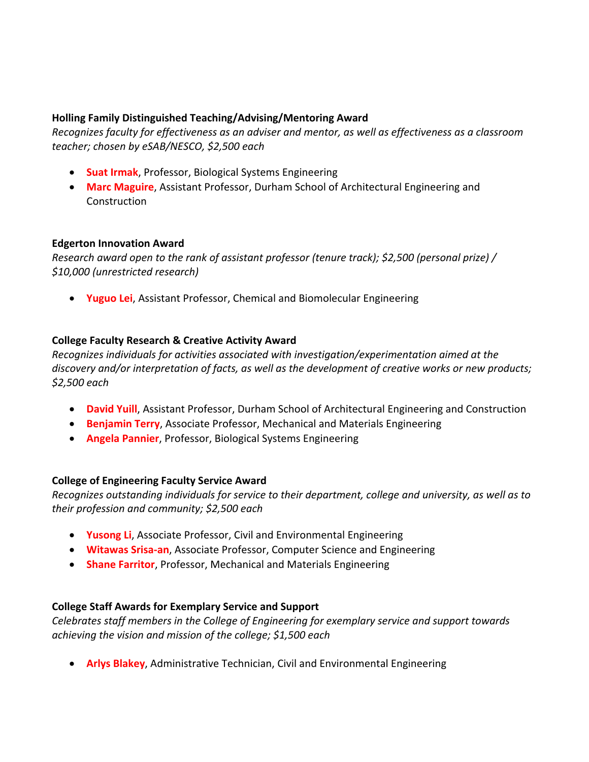**Holling Family Distinguished Teaching/Advising/Mentoring Award**

*Recognizes faculty for effectiveness as an adviser and mentor, as well as effectiveness as a classroom teacher; chosen by eSAB/NESCO, $2,500 each*

- **Suat Irmak**, Professor, Biological Systems Engineering
- **Marc Maguire**, Assistant Professor, Durham School of Architectural Engineering and Construction

**Edgerton Innovation Award**

*Research award open to the rank of assistant professor (tenure track); $2,500 (personal prize) / $10,000 (unrestricted research)*

- **Yuguo Lei**, Assistant Professor, Chemical and Biomolecular Engineering

**College Faculty Research & Creative Activity Award**

*Recognizes individuals for activities associated with investigation/experimentation aimed at the discovery and/or interpretation of facts, as well as the development of creative works or new products; $2,500 each*

- **David Yuill**, Assistant Professor, Durham School of Architectural Engineering and Construction
- **Benjamin Terry**, Associate Professor, Mechanical and Materials Engineering
- **Angela Pannier**, Professor, Biological Systems Engineering

**College of Engineering Faculty Service Award**

*Recognizes outstanding individuals for service to their department, college and university, as well as to their profession and community; $2,500 each*

- **Yusong Li**, Associate Professor, Civil and Environmental Engineering
- **Witawas Srisa-an**, Associate Professor, Computer Science and Engineering
- **Shane Farritor**, Professor, Mechanical and Materials Engineering

**College Staff Awards for Exemplary Service and Support**

*Celebrates staff members in the College of Engineering for exemplary service and support towards achieving the vision and mission of the college; $1,500 each*

- **Arlys Blakey**, Administrative Technician, Civil and Environmental Engineering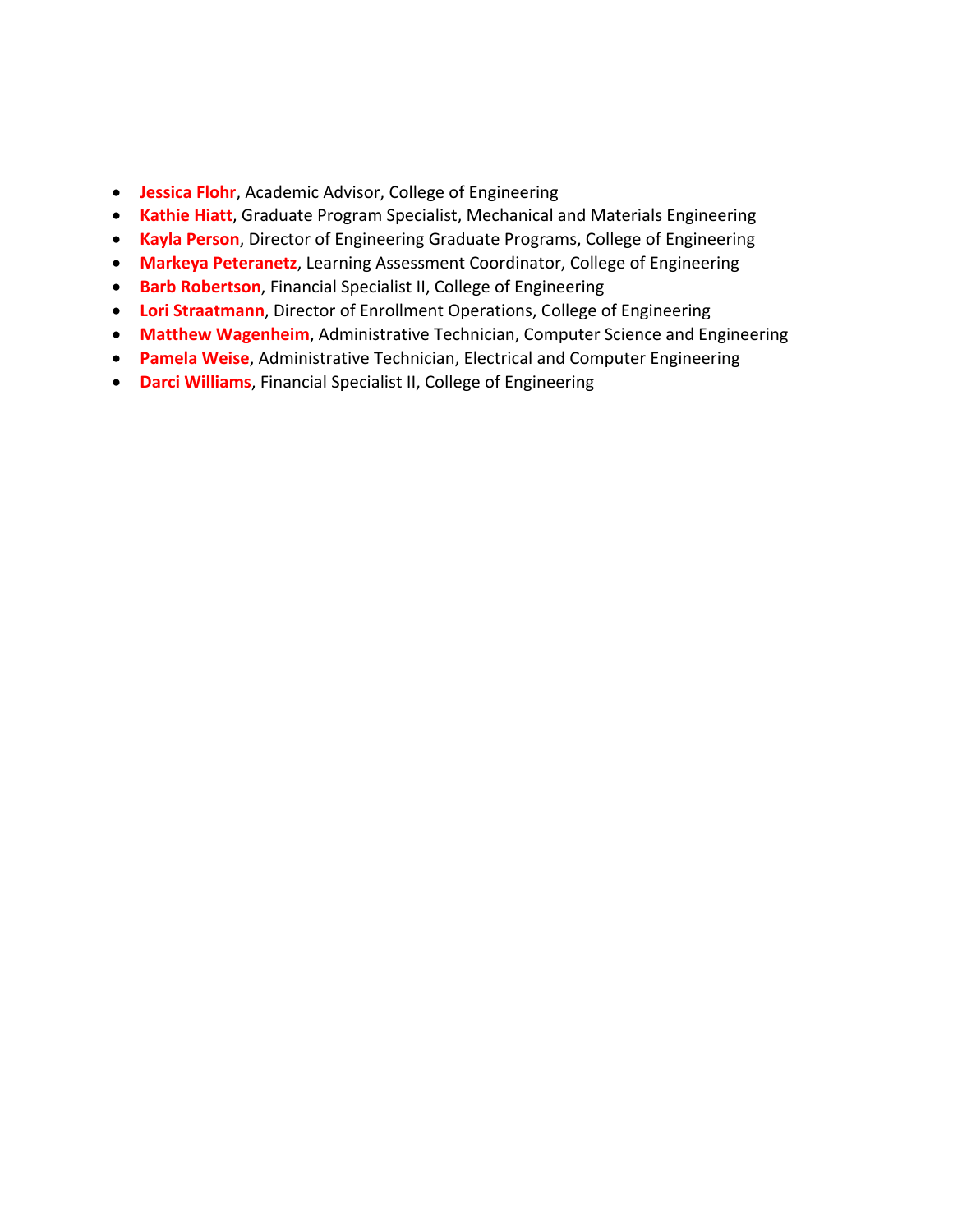- **Jessica Flohr**, Academic Advisor, College of Engineering
- **Kathie Hiatt**, Graduate Program Specialist, Mechanical and Materials Engineering
- **Kayla Person**, Director of Engineering Graduate Programs, College of Engineering
- **Markeya Peteranetz**, Learning Assessment Coordinator, College of Engineering
- **Barb Robertson**, Financial Specialist II, College of Engineering
- **Lori Straatmann**, Director of Enrollment Operations, College of Engineering
- **Matthew Wagenheim**, Administrative Technician, Computer Science and Engineering
- **Pamela Weise**, Administrative Technician, Electrical and Computer Engineering
- **Darci Williams**, Financial Specialist II, College of Engineering